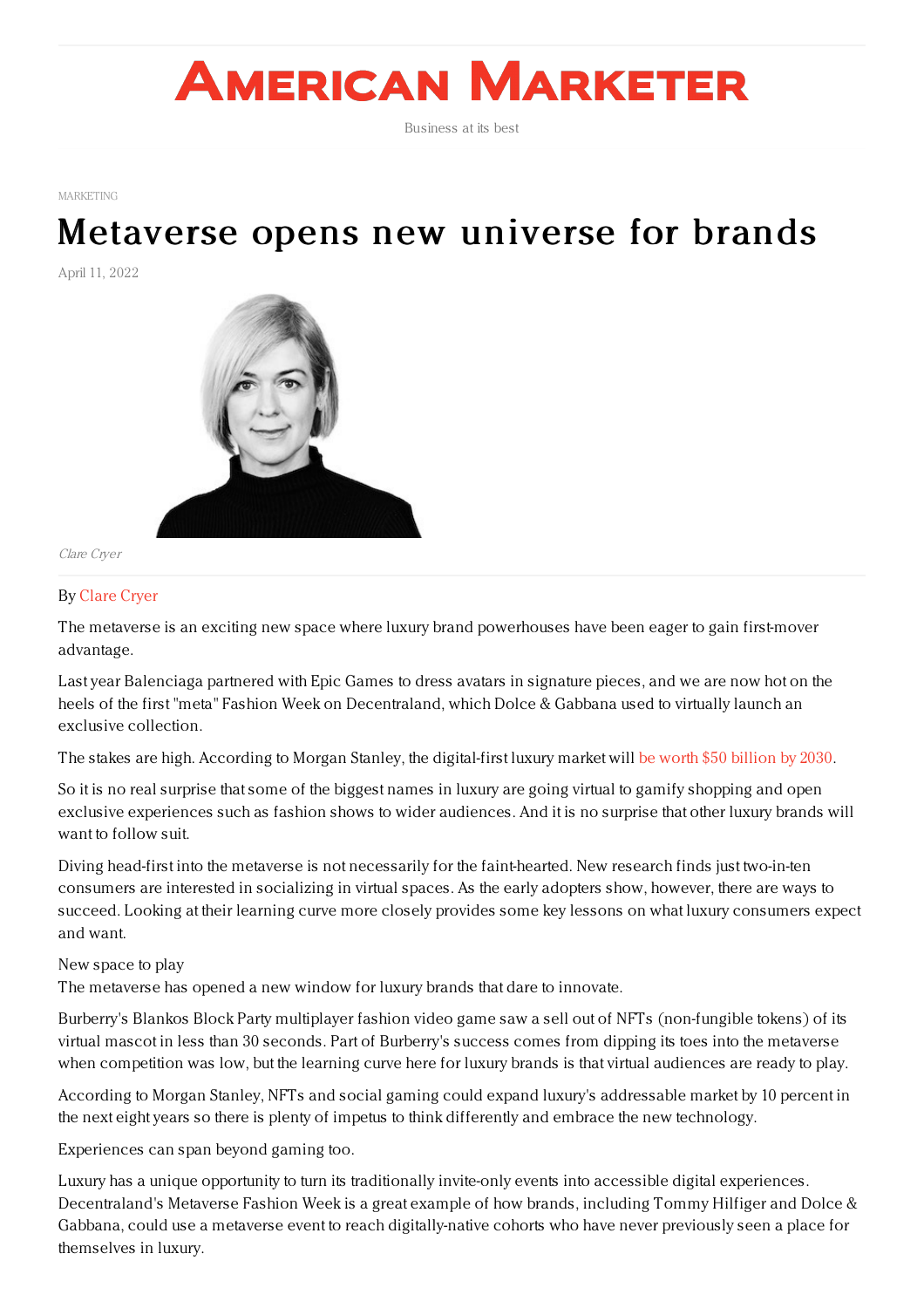# American Marketer

Business at its best

MARKETING

# Metaverse opens new universe for brands

April 11, 2022

*Clare Cryer*

By Clare Cryer

The metaverse is an exciting new space where luxury brand powerhouses have been eager to gain first-mover advantage.

Last year Balenciaga partnered with Epic Games to dress avatars in signature pieces, and we are now hot on the heels of the first "meta" Fashion Week on Decentraland, which Dolce & Gabbana used to virtually launch an exclusive collection.

The stakes are high. According to Morgan Stanley, the digital-first luxury market will be worth $50 billion by 2030.

So it is no real surprise that some of the biggest names in luxury are going virtual to gamify shopping and open exclusive experiences such as fashion shows to wider audiences. And it is no surprise that other luxury brands will want to follow suit.

Diving head-first into the metaverse is not necessarily for the faint-hearted. New research finds just two-in-ten consumers are interested in socializing in virtual spaces. As the early adopters show, however, there are ways to succeed. Looking at their learning curve more closely provides some key lessons on what luxury consumers expect and want.

New space to play

The metaverse has opened a new window for luxury brands that dare to innovate.

Burberry's Blankos Block Party multiplayer fashion video game saw a sell out of NFTs (non-fungible tokens) of its virtual mascot in less than 30 seconds. Part of Burberry's success comes from dipping its toes into the metaverse when competition was low, but the learning curve here for luxury brands is that virtual audiences are ready to play.

According to Morgan Stanley, NFTs and social gaming could expand luxury's addressable market by 10 percent in the next eight years so there is plenty of impetus to think differently and embrace the new technology.

Experiences can span beyond gaming too.

Luxury has a unique opportunity to turn its traditionally invite-only events into accessible digital experiences. Decentraland's Metaverse Fashion Week is a great example of how brands, including Tommy Hilfiger and Dolce & Gabbana, could use a metaverse event to reach digitally-native cohorts who have never previously seen a place for themselves in luxury.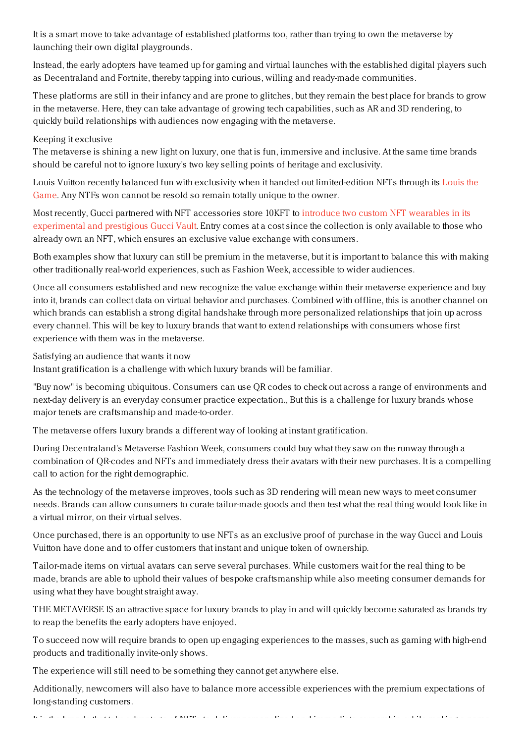It is a smart move to take advantage of established platforms too, rather than trying to own the metaverse by launching their own digital playgrounds.

Instead, the early adopters have teamed up for gaming and virtual launches with the established digital players such as Decentraland and Fortnite, thereby tapping into curious, willing and ready-made communities.

These platforms are still in their infancy and are prone to glitches, but they remain the best place for brands to grow in the metaverse. Here, they can take advantage of growing tech capabilities, such as AR and 3D rendering, to quickly build relationships with audiences now engaging with the metaverse.

Keeping it exclusive

The metaverse is shining a new light on luxury, one that is fun, immersive and inclusive. At the same time brands should be careful not to ignore luxury's two key selling points of heritage and exclusivity.

Louis Vuitton recently balanced fun with exclusivity when it handed out limited-edition NFTs through its Louis the Game. Any NTFs won cannot be resold so remain totally unique to the owner.

Most recently, Gucci partnered with NFT accessories store 10KFT to introduce two custom NFT wearables in its experimental and prestigious Gucci Vault. Entry comes at a cost since the collection is only available to those who already own an NFT, which ensures an exclusive value exchange with consumers.

Both examples show that luxury can still be premium in the metaverse, but it is important to balance this with making other traditionally real-world experiences, such as Fashion Week, accessible to wider audiences.

Once all consumers established and new recognize the value exchange within their metaverse experience and buy into it, brands can collect data on virtual behavior and purchases. Combined with offline, this is another channel on which brands can establish a strong digital handshake through more personalized relationships that join up across every channel. This will be key to luxury brands that want to extend relationships with consumers whose first experience with them was in the metaverse.

Satisfying an audience that wants it now

Instant gratification is a challenge with which luxury brands will be familiar.

"Buy now" is becoming ubiquitous. Consumers can use QR codes to check out across a range of environments and next-day delivery is an everyday consumer practice expectation., But this is a challenge for luxury brands whose major tenets are craftsmanship and made-to-order.

The metaverse offers luxury brands a different way of looking at instant gratification.

During Decentraland's Metaverse Fashion Week, consumers could buy what they saw on the runway through a combination of QR-codes and NFTs and immediately dress their avatars with their new purchases. It is a compelling call to action for the right demographic.

As the technology of the metaverse improves, tools such as 3D rendering will mean new ways to meet consumer needs. Brands can allow consumers to curate tailor-made goods and then test what the real thing would look like in a virtual mirror, on their virtual selves.

Once purchased, there is an opportunity to use NFTs as an exclusive proof of purchase in the way Gucci and Louis Vuitton have done and to offer customers that instant and unique token of ownership.

Tailor-made items on virtual avatars can serve several purchases. While customers wait for the real thing to be made, brands are able to uphold their values of bespoke craftsmanship while also meeting consumer demands for using what they have bought straight away.

THE METAVERSE IS an attractive space for luxury brands to play in and will quickly become saturated as brands try to reap the benefits the early adopters have enjoyed.

To succeed now will require brands to open up engaging experiences to the masses, such as gaming with high-end products and traditionally invite-only shows.

The experience will still need to be something they cannot get anywhere else.

Additionally, newcomers will also have to balance more accessible experiences with the premium expectations of long-standing customers.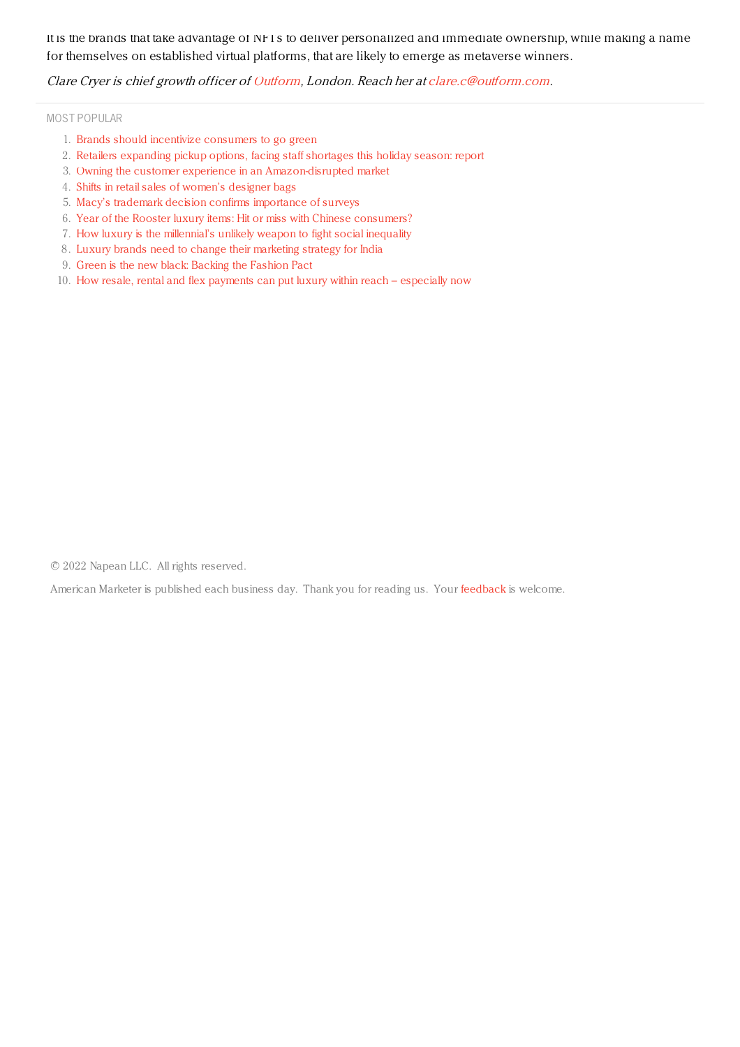It is the brands that take advantage of NFTs to deliver personalized and immediate ownership, while making a name for themselves on established virtual platforms, that are likely to emerge as metaverse winners.

*Clare Cryer is chief growth officer of Outform, London. Reach her at clare.c@outform.com.*

MOST POPULAR

1. Brands should incentivize consumers to go green
2. Retailers expanding pickup options, facing staff shortages this holiday season: report
3. Owning the customer experience in an Amazon-disrupted market
4. Shifts in retail sales of women's designer bags
5. Macy's trademark decision confirms importance of surveys
6. Year of the Rooster luxury items: Hit or miss with Chinese consumers?
7. How luxury is the millennial's unlikely weapon to fight social inequality
8. Luxury brands need to change their marketing strategy for India
9. Green is the new black: Backing the Fashion Pact
10. How resale, rental and flex payments can put luxury within reach – especially now

© 2022 Napean LLC. All rights reserved.

American Marketer is published each business day. Thank you for reading us. Your feedback is welcome.